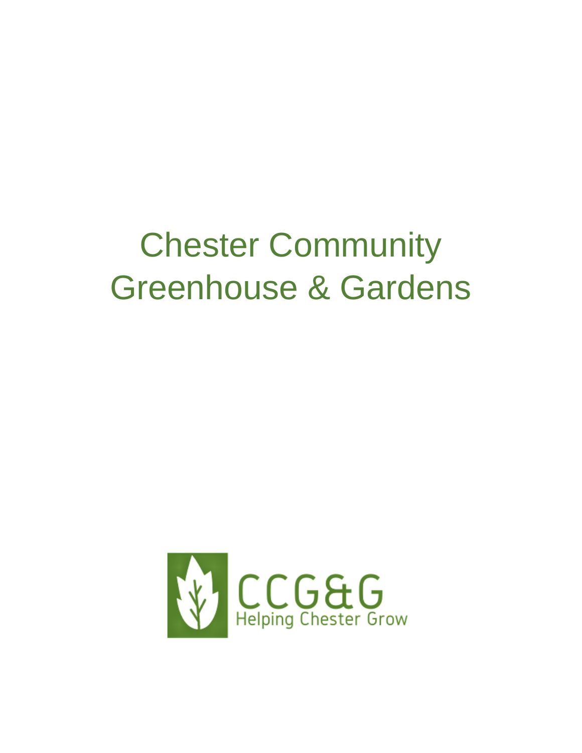# Chester Community Greenhouse & Gardens

CCG&G

Helping Chester Grow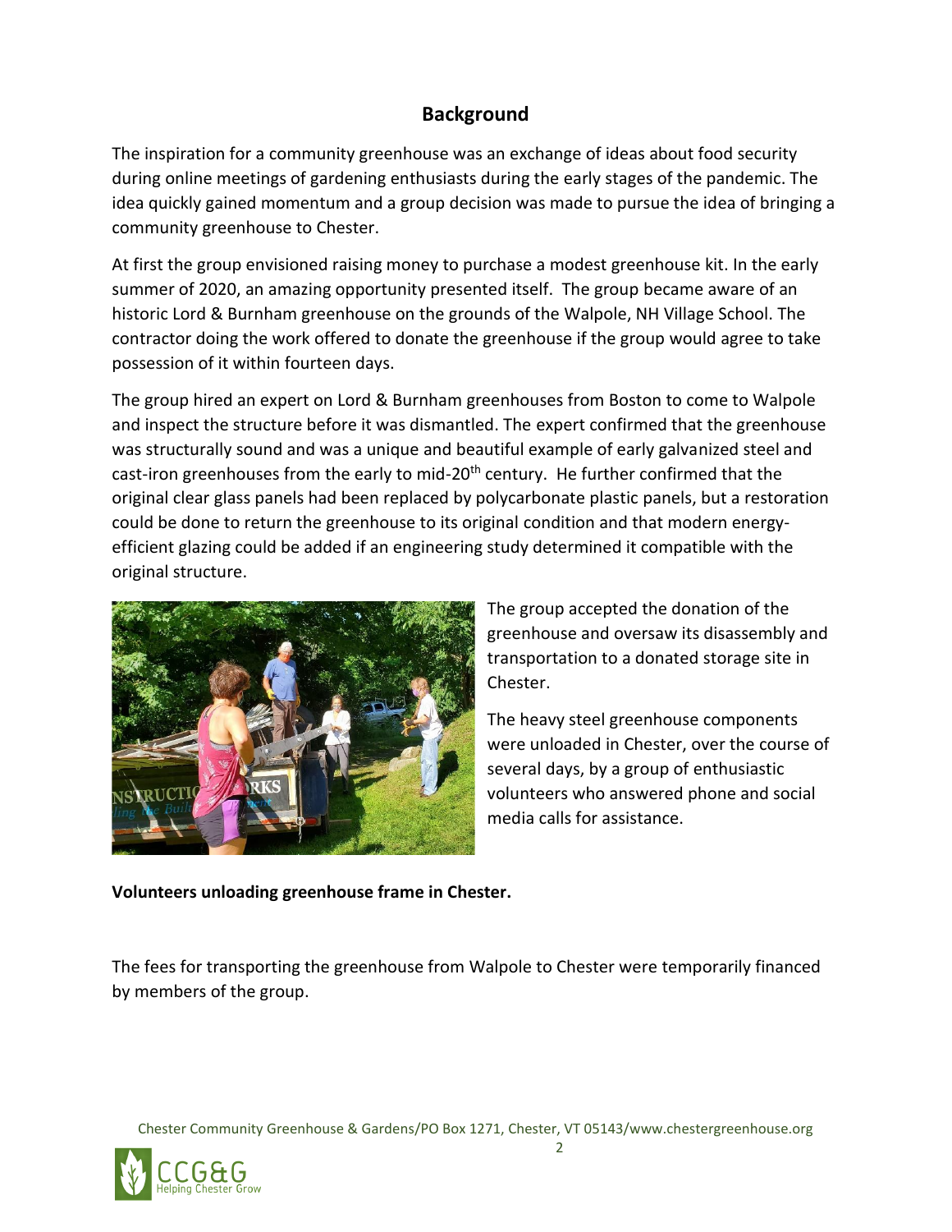## Background

The inspiration for a community greenhouse was an exchange of ideas about food security during online meetings of gardening enthusiasts during the early stages of the pandemic. The idea quickly gained momentum and a group decision was made to pursue the idea of bringing a community greenhouse to Chester.

At first the group envisioned raising money to purchase a modest greenhouse kit. In the early summer of 2020, an amazing opportunity presented itself. The group became aware of an historic Lord & Burnham greenhouse on the grounds of the Walpole, NH Village School. The contractor doing the work offered to donate the greenhouse if the group would agree to take possession of it within fourteen days.

The group hired an expert on Lord & Burnham greenhouses from Boston to come to Walpole and inspect the structure before it was dismantled. The expert confirmed that the greenhouse was structurally sound and was a unique and beautiful example of early galvanized steel and cast-iron greenhouses from the early to mid-20th century. He further confirmed that the original clear glass panels had been replaced by polycarbonate plastic panels, but a restoration could be done to return the greenhouse to its original condition and that modern energy-efficient glazing could be added if an engineering study determined it compatible with the original structure.

The group accepted the donation of the greenhouse and oversaw its disassembly and transportation to a donated storage site in Chester.

The heavy steel greenhouse components were unloaded in Chester, over the course of several days, by a group of enthusiastic volunteers who answered phone and social media calls for assistance.

**Volunteers unloading greenhouse frame in Chester.**

The fees for transporting the greenhouse from Walpole to Chester were temporarily financed by members of the group.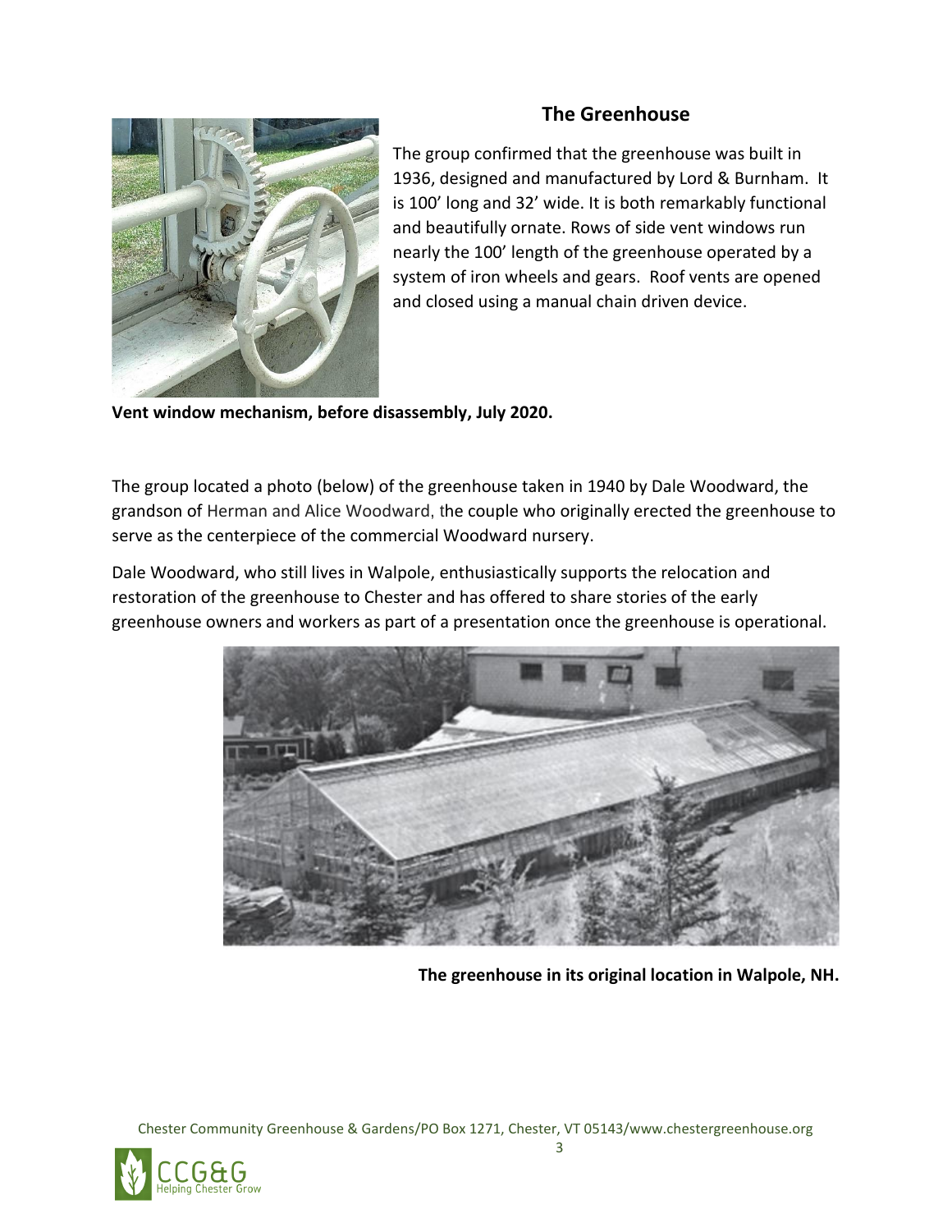## The Greenhouse

The group confirmed that the greenhouse was built in 1936, designed and manufactured by Lord & Burnham. It is 100' long and 32' wide. It is both remarkably functional and beautifully ornate. Rows of side vent windows run nearly the 100' length of the greenhouse operated by a system of iron wheels and gears. Roof vents are opened and closed using a manual chain driven device.

**Vent window mechanism, before disassembly, July 2020.**

The group located a photo (below) of the greenhouse taken in 1940 by Dale Woodward, the grandson of Herman and Alice Woodward, the couple who originally erected the greenhouse to serve as the centerpiece of the commercial Woodward nursery.

Dale Woodward, who still lives in Walpole, enthusiastically supports the relocation and restoration of the greenhouse to Chester and has offered to share stories of the early greenhouse owners and workers as part of a presentation once the greenhouse is operational.

**The greenhouse in its original location in Walpole, NH.**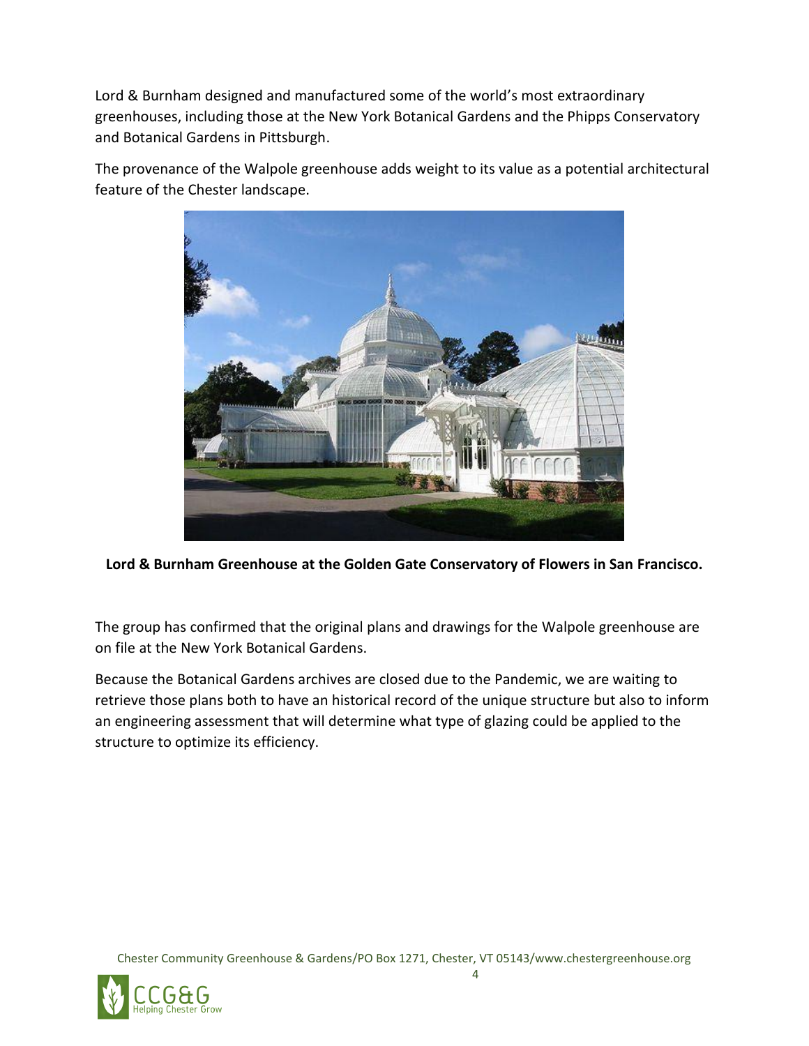Lord & Burnham designed and manufactured some of the world's most extraordinary greenhouses, including those at the New York Botanical Gardens and the Phipps Conservatory and Botanical Gardens in Pittsburgh.

The provenance of the Walpole greenhouse adds weight to its value as a potential architectural feature of the Chester landscape.

**Lord & Burnham Greenhouse at the Golden Gate Conservatory of Flowers in San Francisco.**

The group has confirmed that the original plans and drawings for the Walpole greenhouse are on file at the New York Botanical Gardens.

Because the Botanical Gardens archives are closed due to the Pandemic, we are waiting to retrieve those plans both to have an historical record of the unique structure but also to inform an engineering assessment that will determine what type of glazing could be applied to the structure to optimize its efficiency.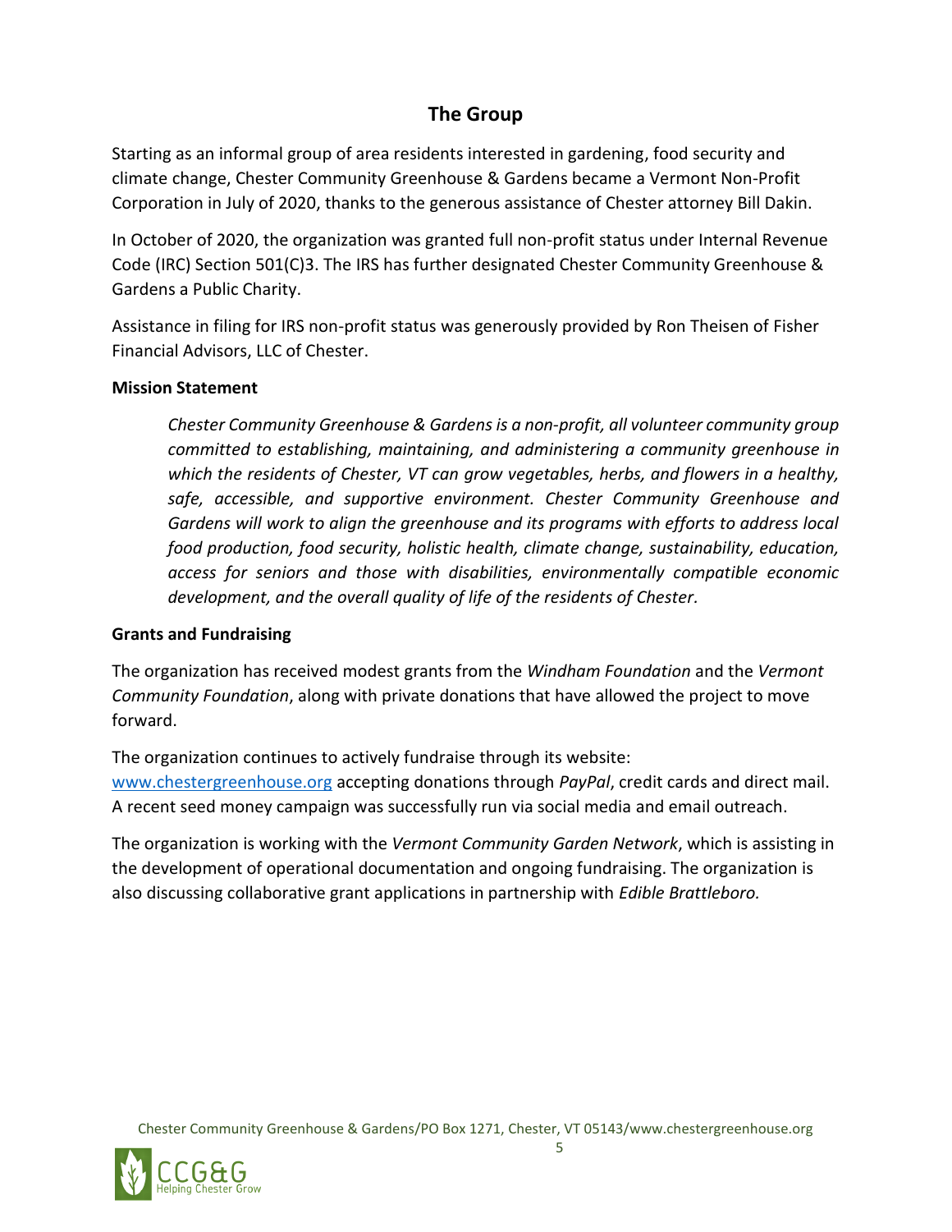## The Group

Starting as an informal group of area residents interested in gardening, food security and climate change, Chester Community Greenhouse & Gardens became a Vermont Non-Profit Corporation in July of 2020, thanks to the generous assistance of Chester attorney Bill Dakin.

In October of 2020, the organization was granted full non-profit status under Internal Revenue Code (IRC) Section 501(C)3. The IRS has further designated Chester Community Greenhouse & Gardens a Public Charity.

Assistance in filing for IRS non-profit status was generously provided by Ron Theisen of Fisher Financial Advisors, LLC of Chester.

**Mission Statement**

> *Chester Community Greenhouse & Gardens is a non-profit, all volunteer community group committed to establishing, maintaining, and administering a community greenhouse in which the residents of Chester, VT can grow vegetables, herbs, and flowers in a healthy, safe, accessible, and supportive environment. Chester Community Greenhouse and Gardens will work to align the greenhouse and its programs with efforts to address local food production, food security, holistic health, climate change, sustainability, education, access for seniors and those with disabilities, environmentally compatible economic development, and the overall quality of life of the residents of Chester.*

**Grants and Fundraising**

The organization has received modest grants from the *Windham Foundation* and the *Vermont Community Foundation*, along with private donations that have allowed the project to move forward.

The organization continues to actively fundraise through its website: [www.chestergreenhouse.org](http://www.chestergreenhouse.org) accepting donations through *PayPal*, credit cards and direct mail. A recent seed money campaign was successfully run via social media and email outreach.

The organization is working with the *Vermont Community Garden Network*, which is assisting in the development of operational documentation and ongoing fundraising. The organization is also discussing collaborative grant applications in partnership with *Edible Brattleboro.*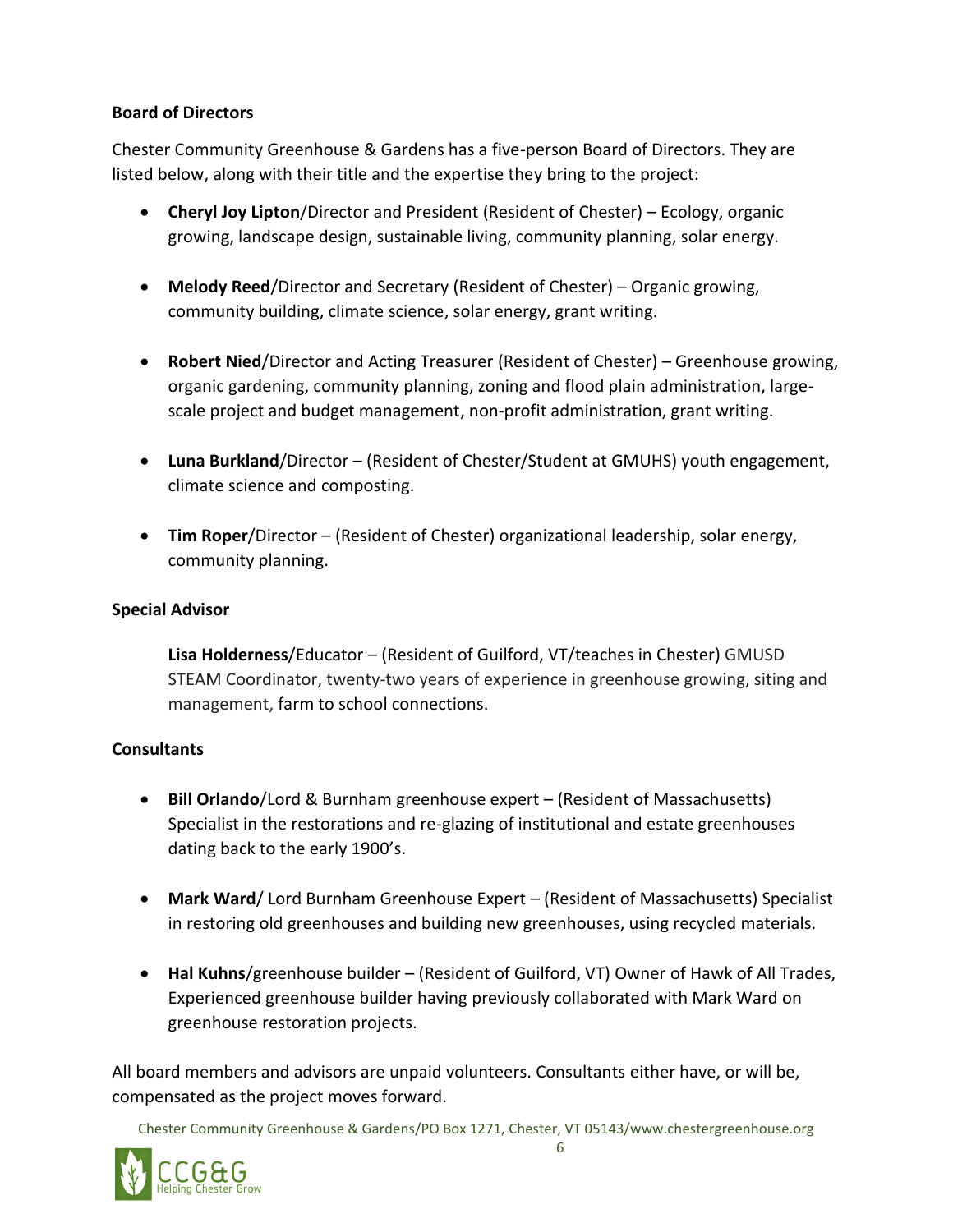**Board of Directors**

Chester Community Greenhouse & Gardens has a five-person Board of Directors. They are listed below, along with their title and the expertise they bring to the project:

- **Cheryl Joy Lipton**/Director and President (Resident of Chester) – Ecology, organic growing, landscape design, sustainable living, community planning, solar energy.

- **Melody Reed**/Director and Secretary (Resident of Chester) – Organic growing, community building, climate science, solar energy, grant writing.

- **Robert Nied**/Director and Acting Treasurer (Resident of Chester) – Greenhouse growing, organic gardening, community planning, zoning and flood plain administration, large-scale project and budget management, non-profit administration, grant writing.

- **Luna Burkland**/Director – (Resident of Chester/Student at GMUHS) youth engagement, climate science and composting.

- **Tim Roper**/Director – (Resident of Chester) organizational leadership, solar energy, community planning.

**Special Advisor**

**Lisa Holderness**/Educator – (Resident of Guilford, VT/teaches in Chester) GMUSD STEAM Coordinator, twenty-two years of experience in greenhouse growing, siting and management, farm to school connections.

**Consultants**

- **Bill Orlando**/Lord & Burnham greenhouse expert – (Resident of Massachusetts) Specialist in the restorations and re-glazing of institutional and estate greenhouses dating back to the early 1900's.

- **Mark Ward**/ Lord Burnham Greenhouse Expert – (Resident of Massachusetts) Specialist in restoring old greenhouses and building new greenhouses, using recycled materials.

- **Hal Kuhns**/greenhouse builder – (Resident of Guilford, VT) Owner of Hawk of All Trades, Experienced greenhouse builder having previously collaborated with Mark Ward on greenhouse restoration projects.

All board members and advisors are unpaid volunteers. Consultants either have, or will be, compensated as the project moves forward.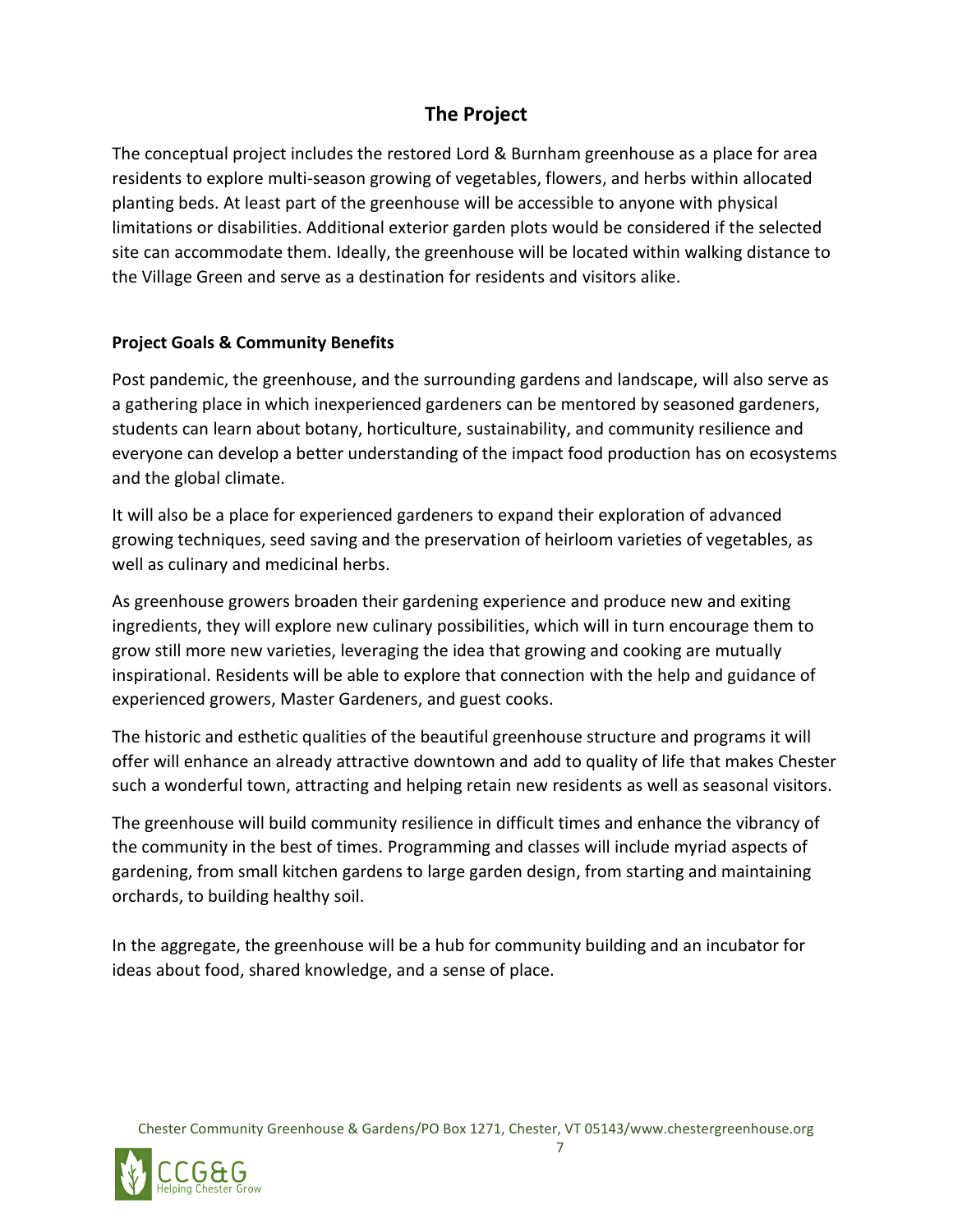# The Project

The conceptual project includes the restored Lord & Burnham greenhouse as a place for area residents to explore multi-season growing of vegetables, flowers, and herbs within allocated planting beds. At least part of the greenhouse will be accessible to anyone with physical limitations or disabilities. Additional exterior garden plots would be considered if the selected site can accommodate them. Ideally, the greenhouse will be located within walking distance to the Village Green and serve as a destination for residents and visitors alike.

## Project Goals & Community Benefits

Post pandemic, the greenhouse, and the surrounding gardens and landscape, will also serve as a gathering place in which inexperienced gardeners can be mentored by seasoned gardeners, students can learn about botany, horticulture, sustainability, and community resilience and everyone can develop a better understanding of the impact food production has on ecosystems and the global climate.

It will also be a place for experienced gardeners to expand their exploration of advanced growing techniques, seed saving and the preservation of heirloom varieties of vegetables, as well as culinary and medicinal herbs.

As greenhouse growers broaden their gardening experience and produce new and exiting ingredients, they will explore new culinary possibilities, which will in turn encourage them to grow still more new varieties, leveraging the idea that growing and cooking are mutually inspirational. Residents will be able to explore that connection with the help and guidance of experienced growers, Master Gardeners, and guest cooks.

The historic and esthetic qualities of the beautiful greenhouse structure and programs it will offer will enhance an already attractive downtown and add to quality of life that makes Chester such a wonderful town, attracting and helping retain new residents as well as seasonal visitors.

The greenhouse will build community resilience in difficult times and enhance the vibrancy of the community in the best of times. Programming and classes will include myriad aspects of gardening, from small kitchen gardens to large garden design, from starting and maintaining orchards, to building healthy soil.

In the aggregate, the greenhouse will be a hub for community building and an incubator for ideas about food, shared knowledge, and a sense of place.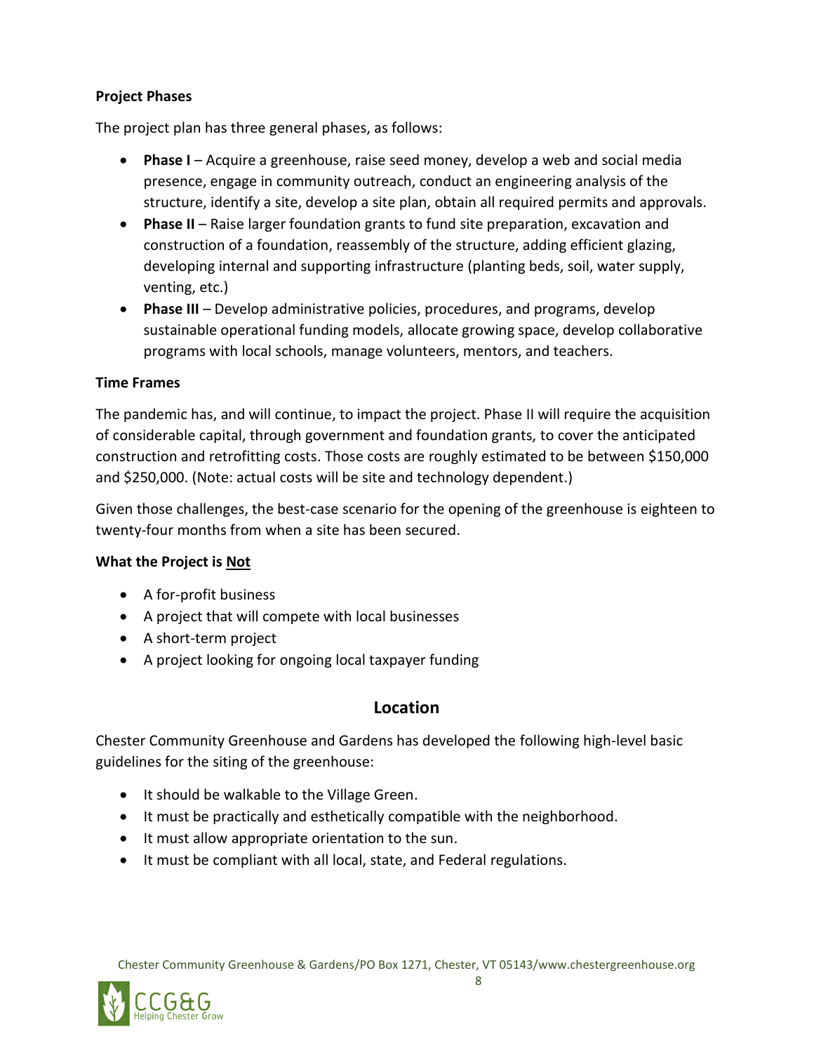**Project Phases**

The project plan has three general phases, as follows:

- **Phase I** – Acquire a greenhouse, raise seed money, develop a web and social media presence, engage in community outreach, conduct an engineering analysis of the structure, identify a site, develop a site plan, obtain all required permits and approvals.
- **Phase II** – Raise larger foundation grants to fund site preparation, excavation and construction of a foundation, reassembly of the structure, adding efficient glazing, developing internal and supporting infrastructure (planting beds, soil, water supply, venting, etc.)
- **Phase III** – Develop administrative policies, procedures, and programs, develop sustainable operational funding models, allocate growing space, develop collaborative programs with local schools, manage volunteers, mentors, and teachers.

**Time Frames**

The pandemic has, and will continue, to impact the project. Phase II will require the acquisition of considerable capital, through government and foundation grants, to cover the anticipated construction and retrofitting costs. Those costs are roughly estimated to be between $150,000 and $250,000. (Note: actual costs will be site and technology dependent.)

Given those challenges, the best-case scenario for the opening of the greenhouse is eighteen to twenty-four months from when a site has been secured.

**What the Project is <u>Not</u>**

- A for-profit business
- A project that will compete with local businesses
- A short-term project
- A project looking for ongoing local taxpayer funding

## Location

Chester Community Greenhouse and Gardens has developed the following high-level basic guidelines for the siting of the greenhouse:

- It should be walkable to the Village Green.
- It must be practically and esthetically compatible with the neighborhood.
- It must allow appropriate orientation to the sun.
- It must be compliant with all local, state, and Federal regulations.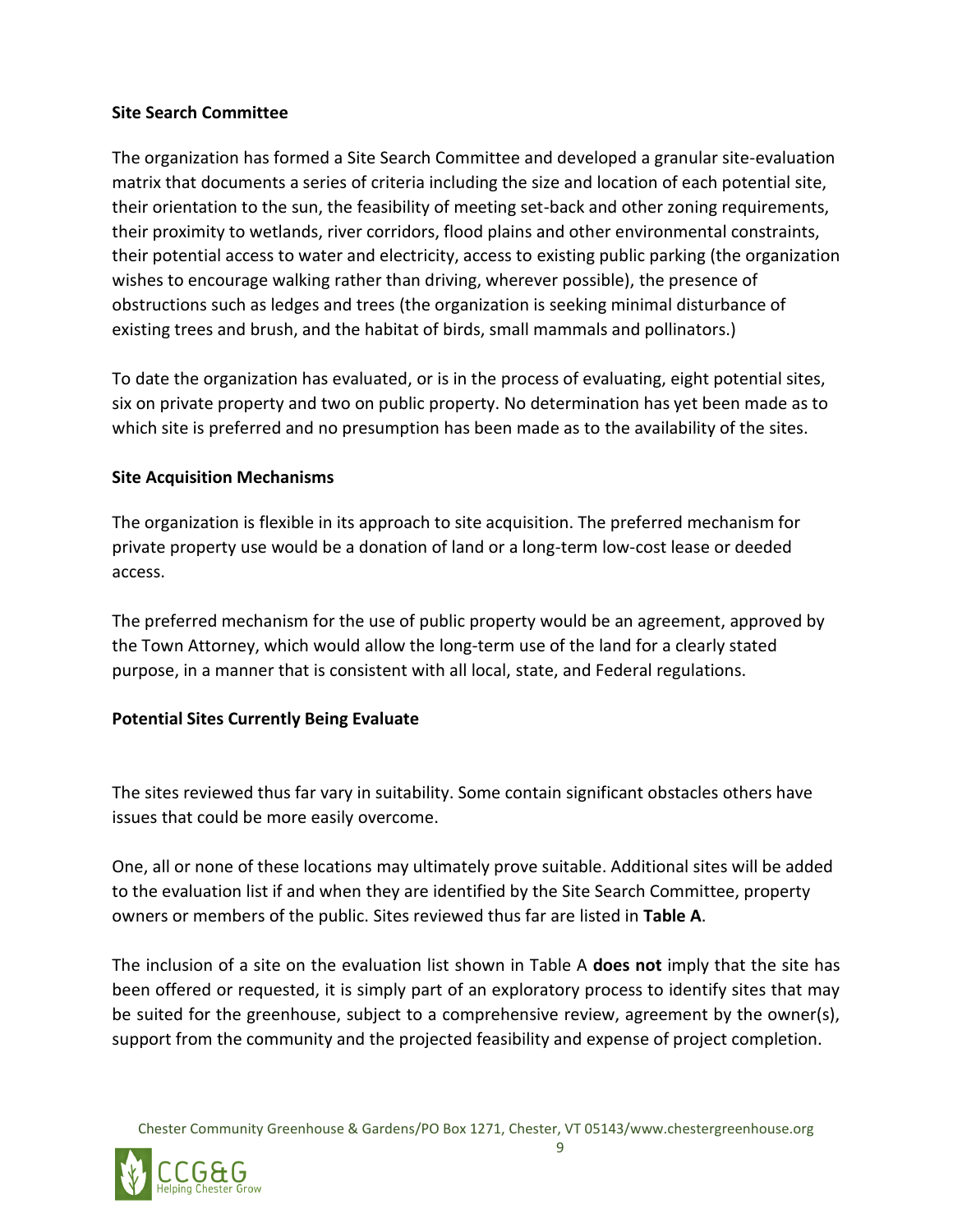**Site Search Committee**

The organization has formed a Site Search Committee and developed a granular site-evaluation matrix that documents a series of criteria including the size and location of each potential site, their orientation to the sun, the feasibility of meeting set-back and other zoning requirements, their proximity to wetlands, river corridors, flood plains and other environmental constraints, their potential access to water and electricity, access to existing public parking (the organization wishes to encourage walking rather than driving, wherever possible), the presence of obstructions such as ledges and trees (the organization is seeking minimal disturbance of existing trees and brush, and the habitat of birds, small mammals and pollinators.)

To date the organization has evaluated, or is in the process of evaluating, eight potential sites, six on private property and two on public property. No determination has yet been made as to which site is preferred and no presumption has been made as to the availability of the sites.

**Site Acquisition Mechanisms**

The organization is flexible in its approach to site acquisition. The preferred mechanism for private property use would be a donation of land or a long-term low-cost lease or deeded access.

The preferred mechanism for the use of public property would be an agreement, approved by the Town Attorney, which would allow the long-term use of the land for a clearly stated purpose, in a manner that is consistent with all local, state, and Federal regulations.

**Potential Sites Currently Being Evaluate**

The sites reviewed thus far vary in suitability. Some contain significant obstacles others have issues that could be more easily overcome.

One, all or none of these locations may ultimately prove suitable. Additional sites will be added to the evaluation list if and when they are identified by the Site Search Committee, property owners or members of the public. Sites reviewed thus far are listed in **Table A**.

The inclusion of a site on the evaluation list shown in Table A **does not** imply that the site has been offered or requested, it is simply part of an exploratory process to identify sites that may be suited for the greenhouse, subject to a comprehensive review, agreement by the owner(s), support from the community and the projected feasibility and expense of project completion.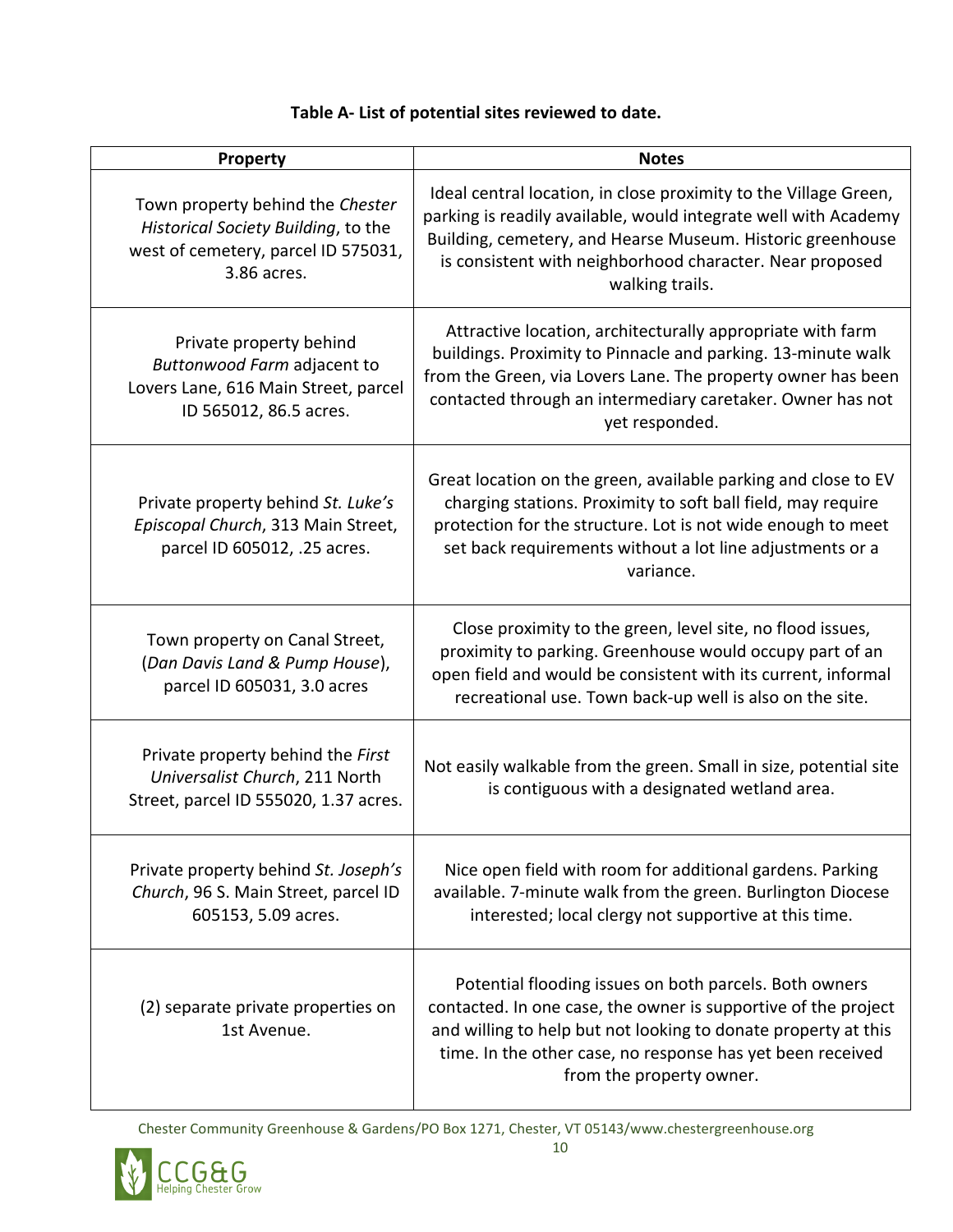**Table A- List of potential sites reviewed to date.**

| Property | Notes |
|---|---|
| Town property behind the *Chester Historical Society Building*, to the west of cemetery, parcel ID 575031, 3.86 acres. | Ideal central location, in close proximity to the Village Green, parking is readily available, would integrate well with Academy Building, cemetery, and Hearse Museum. Historic greenhouse is consistent with neighborhood character. Near proposed walking trails. |
| Private property behind *Buttonwood Farm* adjacent to Lovers Lane, 616 Main Street, parcel ID 565012, 86.5 acres. | Attractive location, architecturally appropriate with farm buildings. Proximity to Pinnacle and parking. 13-minute walk from the Green, via Lovers Lane. The property owner has been contacted through an intermediary caretaker. Owner has not yet responded. |
| Private property behind *St. Luke's Episcopal Church*, 313 Main Street, parcel ID 605012, .25 acres. | Great location on the green, available parking and close to EV charging stations. Proximity to soft ball field, may require protection for the structure. Lot is not wide enough to meet set back requirements without a lot line adjustments or a variance. |
| Town property on Canal Street, (*Dan Davis Land & Pump House*), parcel ID 605031, 3.0 acres | Close proximity to the green, level site, no flood issues, proximity to parking. Greenhouse would occupy part of an open field and would be consistent with its current, informal recreational use. Town back-up well is also on the site. |
| Private property behind the *First Universalist Church*, 211 North Street, parcel ID 555020, 1.37 acres. | Not easily walkable from the green. Small in size, potential site is contiguous with a designated wetland area. |
| Private property behind *St. Joseph's Church*, 96 S. Main Street, parcel ID 605153, 5.09 acres. | Nice open field with room for additional gardens. Parking available. 7-minute walk from the green. Burlington Diocese interested; local clergy not supportive at this time. |
| (2) separate private properties on 1st Avenue. | Potential flooding issues on both parcels. Both owners contacted. In one case, the owner is supportive of the project and willing to help but not looking to donate property at this time. In the other case, no response has yet been received from the property owner. |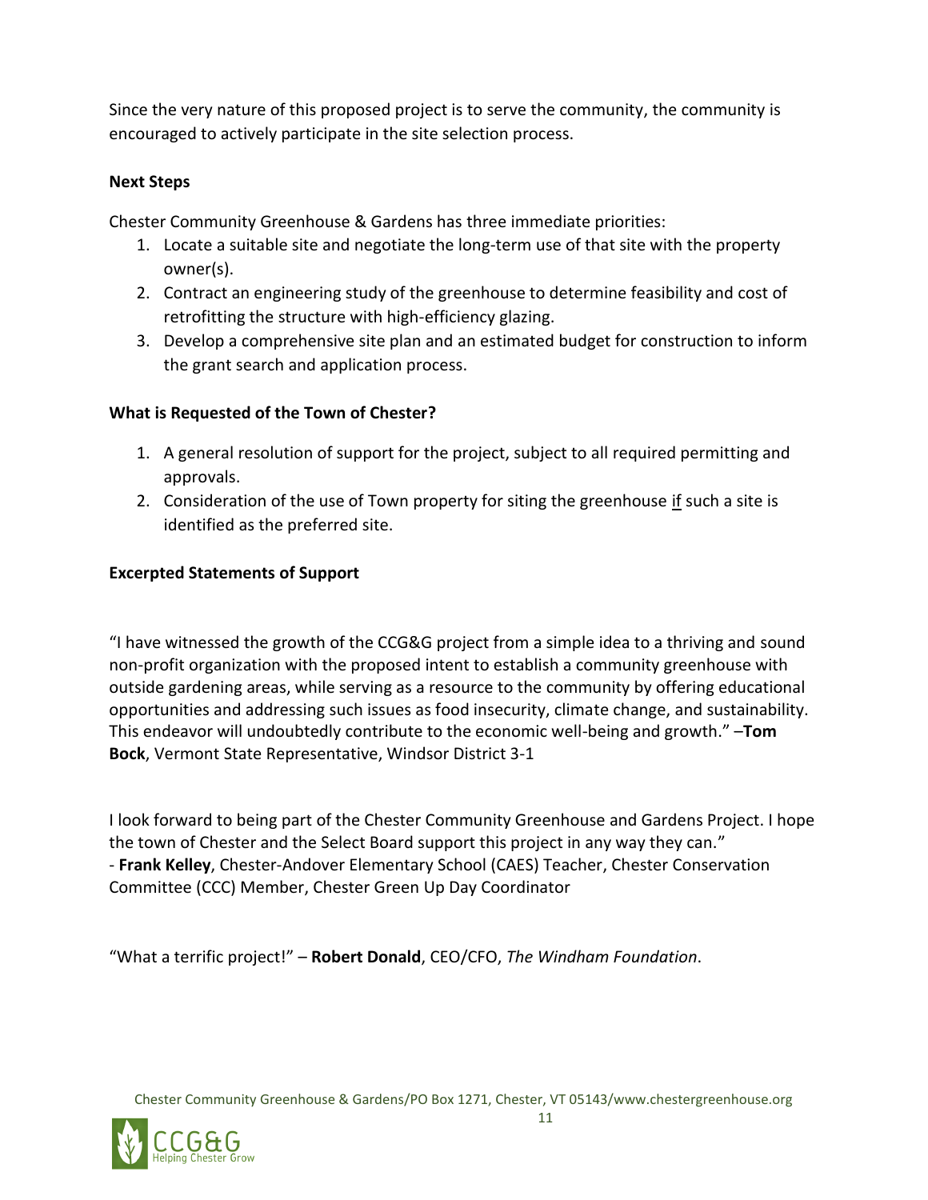Since the very nature of this proposed project is to serve the community, the community is encouraged to actively participate in the site selection process.

**Next Steps**

Chester Community Greenhouse & Gardens has three immediate priorities:

1. Locate a suitable site and negotiate the long-term use of that site with the property owner(s).
2. Contract an engineering study of the greenhouse to determine feasibility and cost of retrofitting the structure with high-efficiency glazing.
3. Develop a comprehensive site plan and an estimated budget for construction to inform the grant search and application process.

**What is Requested of the Town of Chester?**

1. A general resolution of support for the project, subject to all required permitting and approvals.
2. Consideration of the use of Town property for siting the greenhouse <u>if</u> such a site is identified as the preferred site.

**Excerpted Statements of Support**

"I have witnessed the growth of the CCG&G project from a simple idea to a thriving and sound non-profit organization with the proposed intent to establish a community greenhouse with outside gardening areas, while serving as a resource to the community by offering educational opportunities and addressing such issues as food insecurity, climate change, and sustainability. This endeavor will undoubtedly contribute to the economic well-being and growth." –**Tom Bock**, Vermont State Representative, Windsor District 3-1

I look forward to being part of the Chester Community Greenhouse and Gardens Project. I hope the town of Chester and the Select Board support this project in any way they can."
- **Frank Kelley**, Chester-Andover Elementary School (CAES) Teacher, Chester Conservation Committee (CCC) Member, Chester Green Up Day Coordinator

"What a terrific project!" – **Robert Donald**, CEO/CFO, *The Windham Foundation*.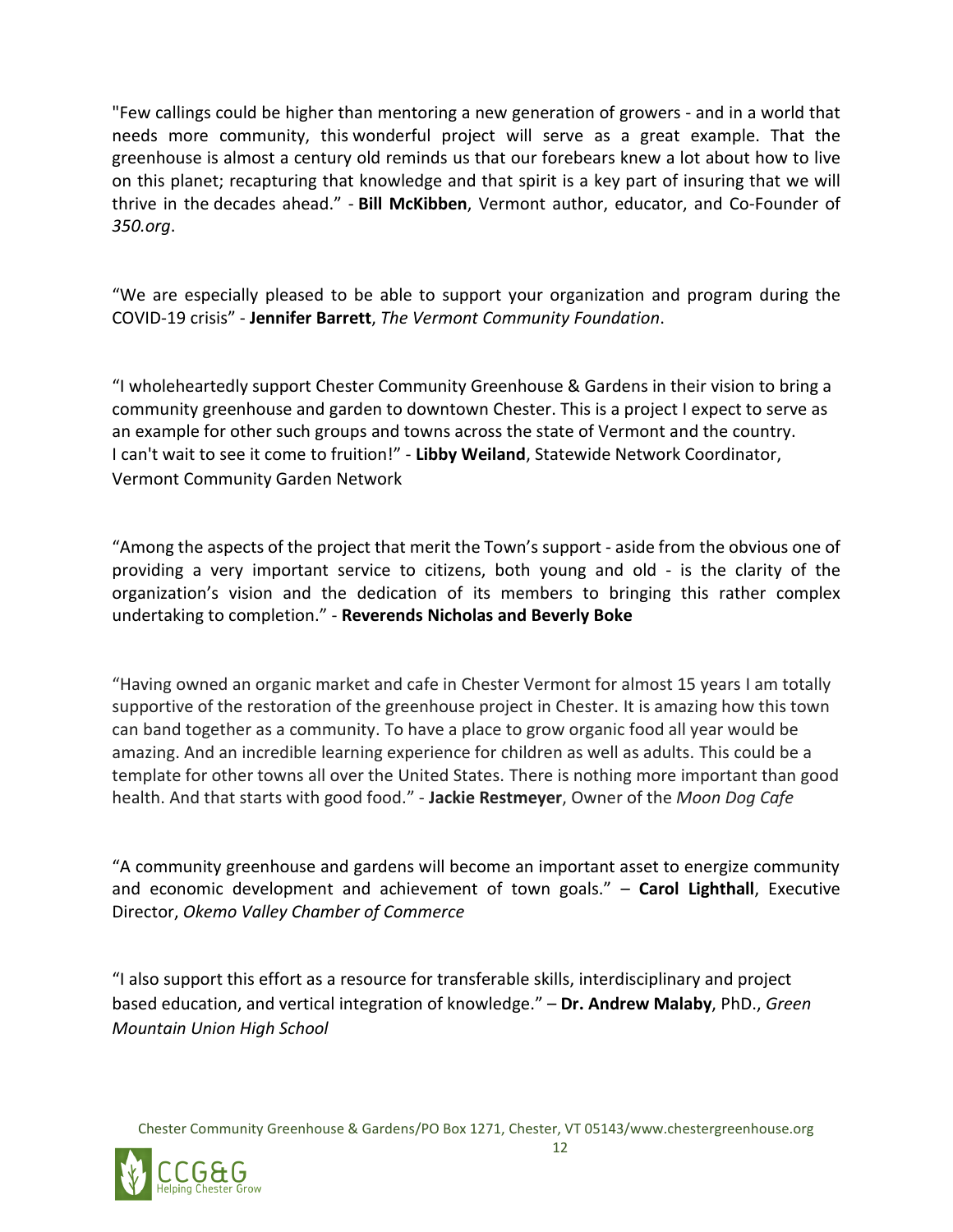"Few callings could be higher than mentoring a new generation of growers - and in a world that needs more community, this wonderful project will serve as a great example. That the greenhouse is almost a century old reminds us that our forebears knew a lot about how to live on this planet; recapturing that knowledge and that spirit is a key part of insuring that we will thrive in the decades ahead." - **Bill McKibben**, Vermont author, educator, and Co-Founder of *350.org*.

"We are especially pleased to be able to support your organization and program during the COVID-19 crisis" - **Jennifer Barrett**, *The Vermont Community Foundation*.

"I wholeheartedly support Chester Community Greenhouse & Gardens in their vision to bring a community greenhouse and garden to downtown Chester. This is a project I expect to serve as an example for other such groups and towns across the state of Vermont and the country. I can't wait to see it come to fruition!" - **Libby Weiland**, Statewide Network Coordinator, Vermont Community Garden Network

"Among the aspects of the project that merit the Town's support - aside from the obvious one of providing a very important service to citizens, both young and old - is the clarity of the organization's vision and the dedication of its members to bringing this rather complex undertaking to completion." - **Reverends Nicholas and Beverly Boke**

"Having owned an organic market and cafe in Chester Vermont for almost 15 years I am totally supportive of the restoration of the greenhouse project in Chester. It is amazing how this town can band together as a community. To have a place to grow organic food all year would be amazing. And an incredible learning experience for children as well as adults. This could be a template for other towns all over the United States. There is nothing more important than good health. And that starts with good food." - **Jackie Restmeyer**, Owner of the *Moon Dog Cafe*

"A community greenhouse and gardens will become an important asset to energize community and economic development and achievement of town goals." – **Carol Lighthall**, Executive Director, *Okemo Valley Chamber of Commerce*

"I also support this effort as a resource for transferable skills, interdisciplinary and project based education, and vertical integration of knowledge." – **Dr. Andrew Malaby**, PhD., *Green Mountain Union High School*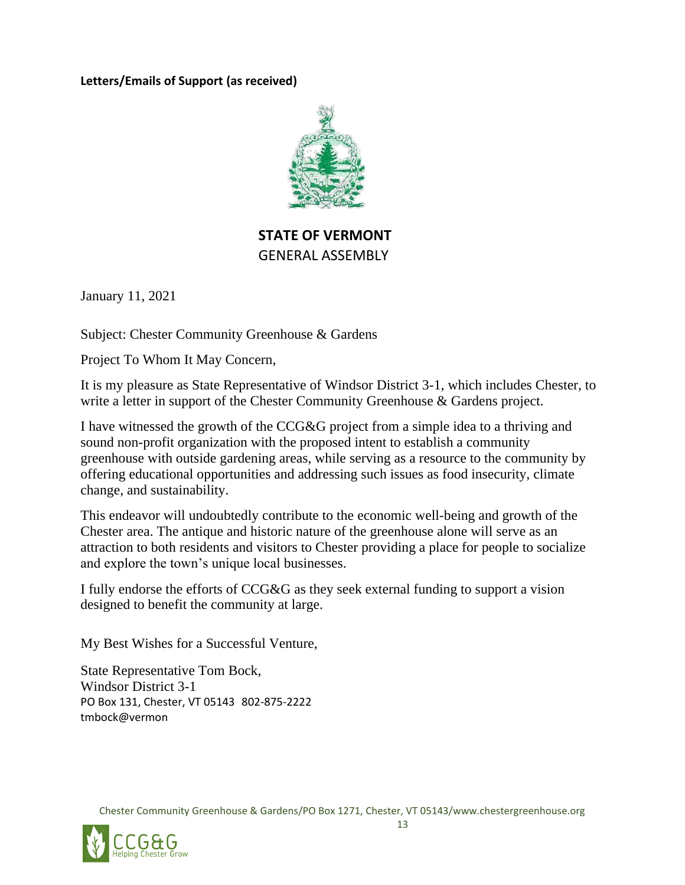**Letters/Emails of Support (as received)**

**STATE OF VERMONT**
GENERAL ASSEMBLY

January 11, 2021

Subject: Chester Community Greenhouse & Gardens

Project To Whom It May Concern,

It is my pleasure as State Representative of Windsor District 3-1, which includes Chester, to write a letter in support of the Chester Community Greenhouse & Gardens project.

I have witnessed the growth of the CCG&G project from a simple idea to a thriving and sound non-profit organization with the proposed intent to establish a community greenhouse with outside gardening areas, while serving as a resource to the community by offering educational opportunities and addressing such issues as food insecurity, climate change, and sustainability.

This endeavor will undoubtedly contribute to the economic well-being and growth of the Chester area. The antique and historic nature of the greenhouse alone will serve as an attraction to both residents and visitors to Chester providing a place for people to socialize and explore the town's unique local businesses.

I fully endorse the efforts of CCG&G as they seek external funding to support a vision designed to benefit the community at large.

My Best Wishes for a Successful Venture,

State Representative Tom Bock,
Windsor District 3-1
PO Box 131, Chester, VT 05143 802-875-2222
tmbock@vermon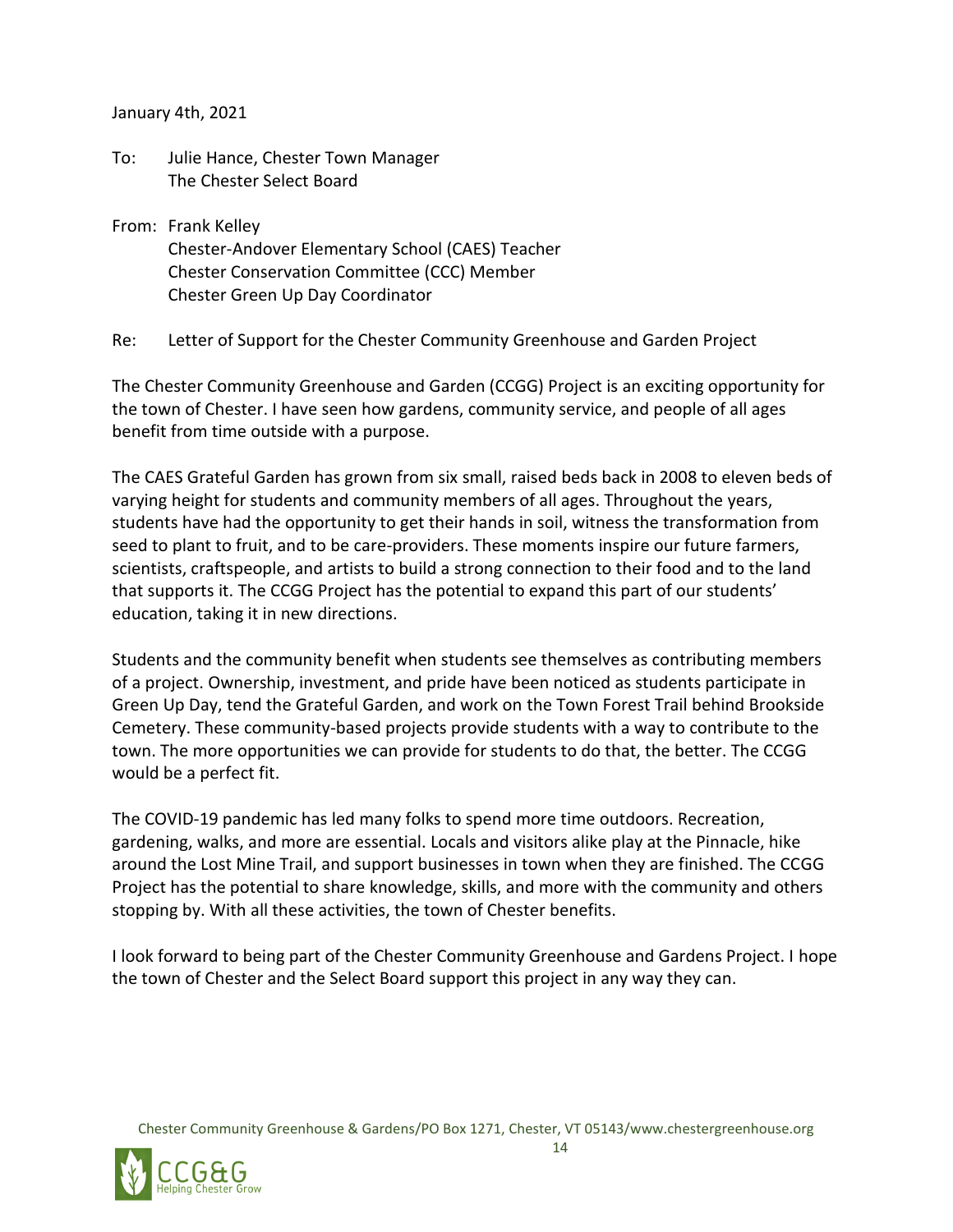January 4th, 2021

To: Julie Hance, Chester Town Manager
The Chester Select Board

From: Frank Kelley
Chester-Andover Elementary School (CAES) Teacher
Chester Conservation Committee (CCC) Member
Chester Green Up Day Coordinator

Re: Letter of Support for the Chester Community Greenhouse and Garden Project

The Chester Community Greenhouse and Garden (CCGG) Project is an exciting opportunity for the town of Chester. I have seen how gardens, community service, and people of all ages benefit from time outside with a purpose.

The CAES Grateful Garden has grown from six small, raised beds back in 2008 to eleven beds of varying height for students and community members of all ages. Throughout the years, students have had the opportunity to get their hands in soil, witness the transformation from seed to plant to fruit, and to be care-providers. These moments inspire our future farmers, scientists, craftspeople, and artists to build a strong connection to their food and to the land that supports it. The CCGG Project has the potential to expand this part of our students' education, taking it in new directions.

Students and the community benefit when students see themselves as contributing members of a project. Ownership, investment, and pride have been noticed as students participate in Green Up Day, tend the Grateful Garden, and work on the Town Forest Trail behind Brookside Cemetery. These community-based projects provide students with a way to contribute to the town. The more opportunities we can provide for students to do that, the better. The CCGG would be a perfect fit.

The COVID-19 pandemic has led many folks to spend more time outdoors. Recreation, gardening, walks, and more are essential. Locals and visitors alike play at the Pinnacle, hike around the Lost Mine Trail, and support businesses in town when they are finished. The CCGG Project has the potential to share knowledge, skills, and more with the community and others stopping by. With all these activities, the town of Chester benefits.

I look forward to being part of the Chester Community Greenhouse and Gardens Project. I hope the town of Chester and the Select Board support this project in any way they can.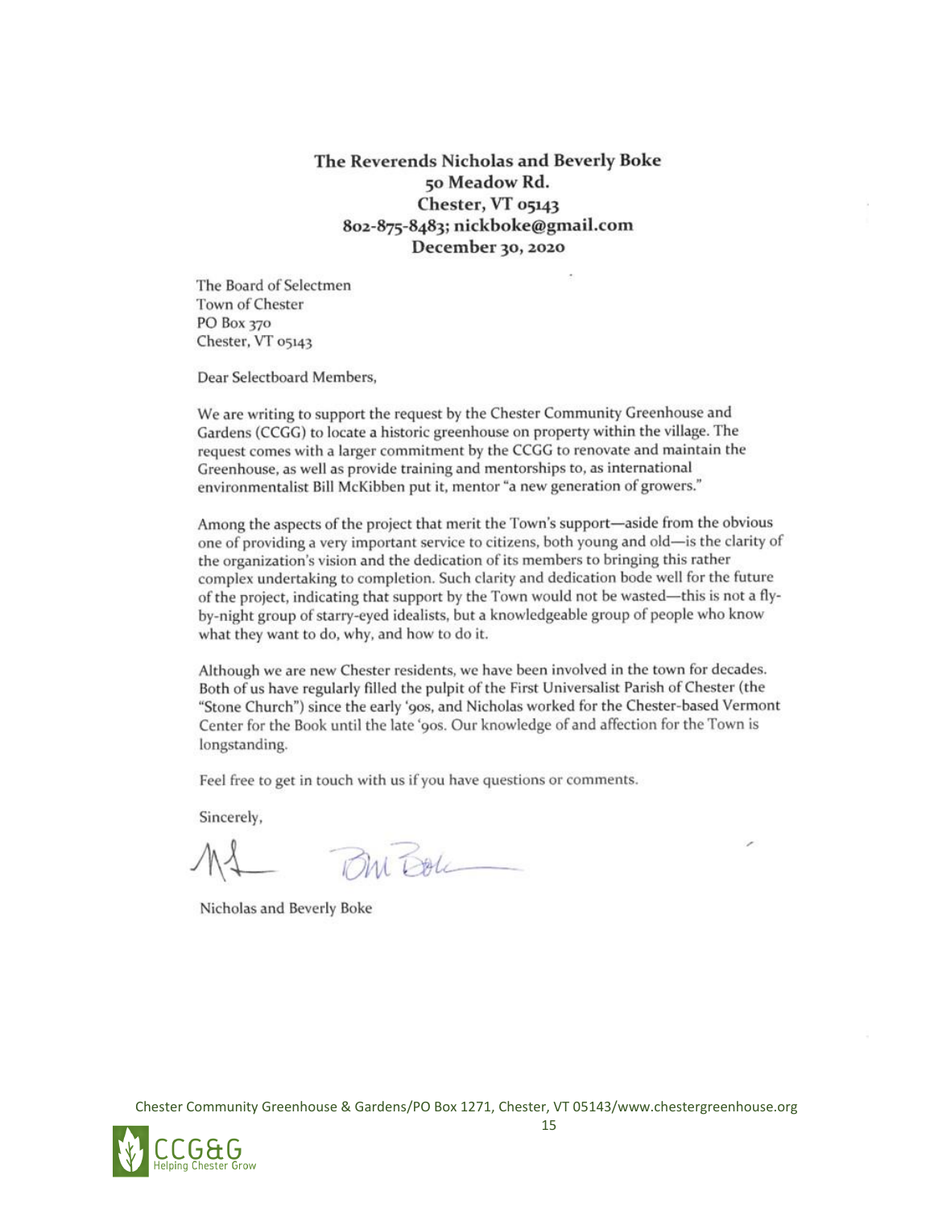**The Reverends Nicholas and Beverly Boke**
**50 Meadow Rd.**
**Chester, VT 05143**
**802-875-8483; nickboke@gmail.com**
**December 30, 2020**

The Board of Selectmen
Town of Chester
PO Box 370
Chester, VT 05143

Dear Selectboard Members,

We are writing to support the request by the Chester Community Greenhouse and Gardens (CCGG) to locate a historic greenhouse on property within the village. The request comes with a larger commitment by the CCGG to renovate and maintain the Greenhouse, as well as provide training and mentorships to, as international environmentalist Bill McKibben put it, mentor "a new generation of growers."

Among the aspects of the project that merit the Town's support—aside from the obvious one of providing a very important service to citizens, both young and old—is the clarity of the organization's vision and the dedication of its members to bringing this rather complex undertaking to completion. Such clarity and dedication bode well for the future of the project, indicating that support by the Town would not be wasted—this is not a fly-by-night group of starry-eyed idealists, but a knowledgeable group of people who know what they want to do, why, and how to do it.

Although we are new Chester residents, we have been involved in the town for decades. Both of us have regularly filled the pulpit of the First Universalist Parish of Chester (the "Stone Church") since the early '90s, and Nicholas worked for the Chester-based Vermont Center for the Book until the late '90s. Our knowledge of and affection for the Town is longstanding.

Feel free to get in touch with us if you have questions or comments.

Sincerely,

Nicholas and Beverly Boke

Chester Community Greenhouse & Gardens/PO Box 1271, Chester, VT 05143/www.chestergreenhouse.org

CCG&G Helping Chester Grow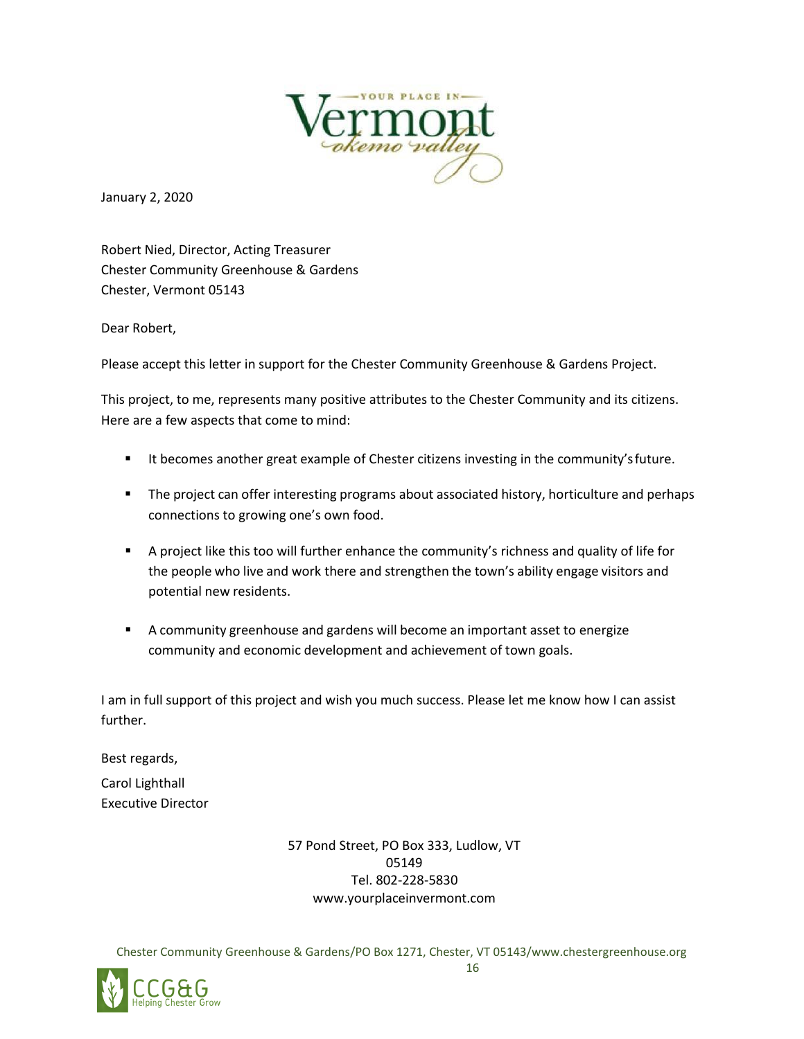January 2, 2020

Robert Nied, Director, Acting Treasurer
Chester Community Greenhouse & Gardens
Chester, Vermont 05143

Dear Robert,

Please accept this letter in support for the Chester Community Greenhouse & Gardens Project.

This project, to me, represents many positive attributes to the Chester Community and its citizens. Here are a few aspects that come to mind:

- It becomes another great example of Chester citizens investing in the community's future.
- The project can offer interesting programs about associated history, horticulture and perhaps connections to growing one's own food.
- A project like this too will further enhance the community's richness and quality of life for the people who live and work there and strengthen the town's ability engage visitors and potential new residents.
- A community greenhouse and gardens will become an important asset to energize community and economic development and achievement of town goals.

I am in full support of this project and wish you much success. Please let me know how I can assist further.

Best regards,

Carol Lighthall
Executive Director

57 Pond Street, PO Box 333, Ludlow, VT 05149
Tel. 802-228-5830
www.yourplaceinvermont.com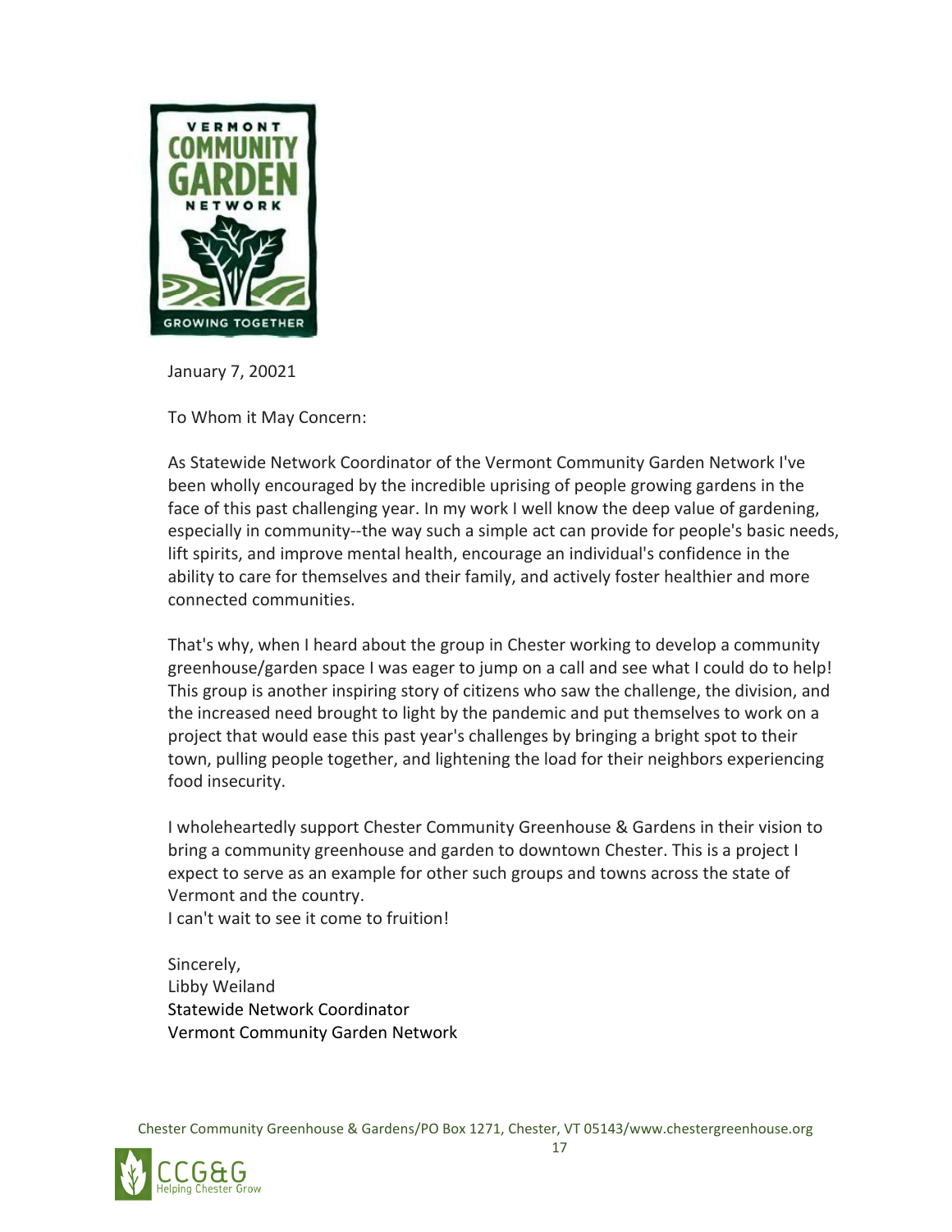January 7, 20021

To Whom it May Concern:

As Statewide Network Coordinator of the Vermont Community Garden Network I've been wholly encouraged by the incredible uprising of people growing gardens in the face of this past challenging year. In my work I well know the deep value of gardening, especially in community--the way such a simple act can provide for people's basic needs, lift spirits, and improve mental health, encourage an individual's confidence in the ability to care for themselves and their family, and actively foster healthier and more connected communities.

That's why, when I heard about the group in Chester working to develop a community greenhouse/garden space I was eager to jump on a call and see what I could do to help! This group is another inspiring story of citizens who saw the challenge, the division, and the increased need brought to light by the pandemic and put themselves to work on a project that would ease this past year's challenges by bringing a bright spot to their town, pulling people together, and lightening the load for their neighbors experiencing food insecurity.

I wholeheartedly support Chester Community Greenhouse & Gardens in their vision to bring a community greenhouse and garden to downtown Chester. This is a project I expect to serve as an example for other such groups and towns across the state of Vermont and the country.
I can't wait to see it come to fruition!

Sincerely,
Libby Weiland
Statewide Network Coordinator
Vermont Community Garden Network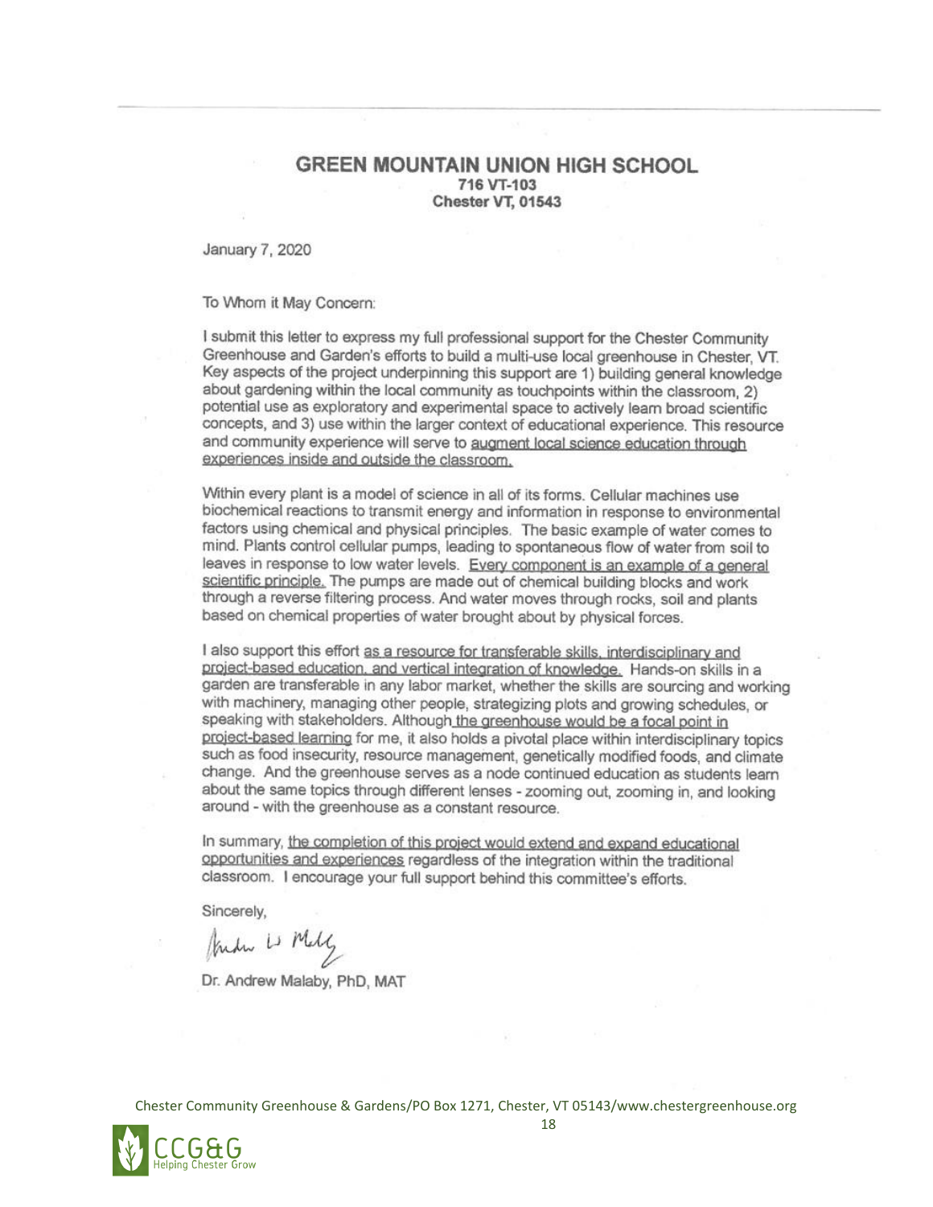**GREEN MOUNTAIN UNION HIGH SCHOOL**
**716 VT-103**
**Chester VT, 01543**

January 7, 2020

To Whom it May Concern:

I submit this letter to express my full professional support for the Chester Community Greenhouse and Garden's efforts to build a multi-use local greenhouse in Chester, VT. Key aspects of the project underpinning this support are 1) building general knowledge about gardening within the local community as touchpoints within the classroom, 2) potential use as exploratory and experimental space to actively learn broad scientific concepts, and 3) use within the larger context of educational experience. This resource and community experience will serve to augment local science education through experiences inside and outside the classroom.

Within every plant is a model of science in all of its forms. Cellular machines use biochemical reactions to transmit energy and information in response to environmental factors using chemical and physical principles. The basic example of water comes to mind. Plants control cellular pumps, leading to spontaneous flow of water from soil to leaves in response to low water levels. Every component is an example of a general scientific principle. The pumps are made out of chemical building blocks and work through a reverse filtering process. And water moves through rocks, soil and plants based on chemical properties of water brought about by physical forces.

I also support this effort as a resource for transferable skills, interdisciplinary and project-based education, and vertical integration of knowledge. Hands-on skills in a garden are transferable in any labor market, whether the skills are sourcing and working with machinery, managing other people, strategizing plots and growing schedules, or speaking with stakeholders. Although the greenhouse would be a focal point in project-based learning for me, it also holds a pivotal place within interdisciplinary topics such as food insecurity, resource management, genetically modified foods, and climate change. And the greenhouse serves as a node continued education as students learn about the same topics through different lenses - zooming out, zooming in, and looking around - with the greenhouse as a constant resource.

In summary, the completion of this project would extend and expand educational opportunities and experiences regardless of the integration within the traditional classroom. I encourage your full support behind this committee's efforts.

Sincerely,

Dr. Andrew Malaby, PhD, MAT

Chester Community Greenhouse & Gardens/PO Box 1271, Chester, VT 05143/www.chestergreenhouse.org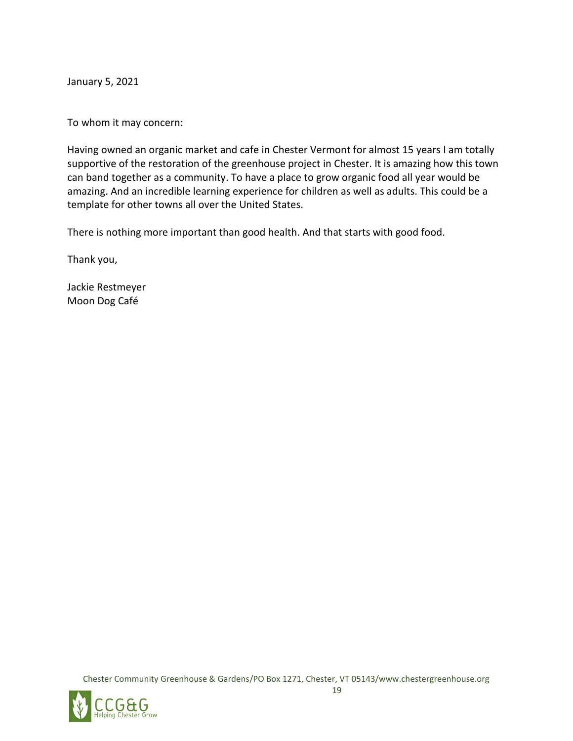January 5, 2021

To whom it may concern:

Having owned an organic market and cafe in Chester Vermont for almost 15 years I am totally supportive of the restoration of the greenhouse project in Chester. It is amazing how this town can band together as a community. To have a place to grow organic food all year would be amazing. And an incredible learning experience for children as well as adults. This could be a template for other towns all over the United States.

There is nothing more important than good health. And that starts with good food.

Thank you,

Jackie Restmeyer
Moon Dog Café